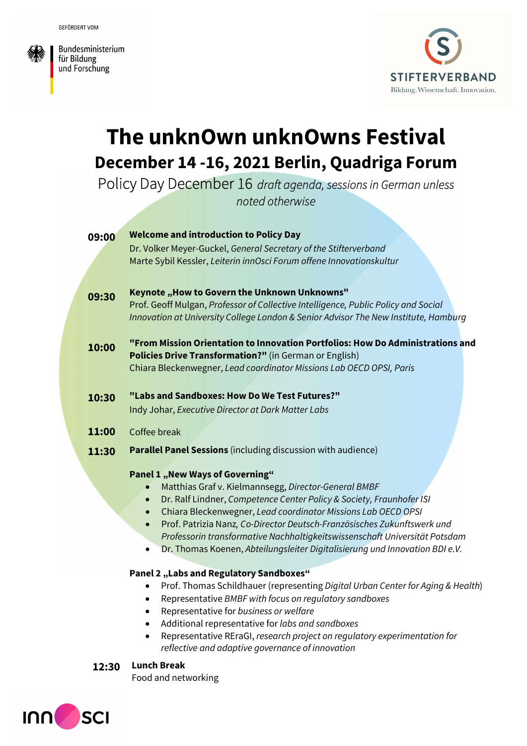GEFÖRDERT VOM

Bundesministerium für Bildung und Forschung

STIFTERVERBAND
Bildung. Wissenschaft. Innovation.

# The unknOwn unknOwns Festival

## December 14 -16, 2021 Berlin, Quadriga Forum

Policy Day December 16 *draft agenda, sessions in German unless noted otherwise*

**09:00** **Welcome and introduction to Policy Day**
Dr. Volker Meyer-Guckel, *General Secretary of the Stifterverband*
Marte Sybil Kessler, *Leiterin innOsci Forum offene Innovationskultur*

**09:30** **Keynote „How to Govern the Unknown Unknowns"**
Prof. Geoff Mulgan, *Professor of Collective Intelligence, Public Policy and Social Innovation at University College London & Senior Advisor The New Institute, Hamburg*

**10:00** **"From Mission Orientation to Innovation Portfolios: How Do Administrations and Policies Drive Transformation?"** (in German or English)
Chiara Bleckenwegner, *Lead coordinator Missions Lab OECD OPSI, Paris*

**10:30** **"Labs and Sandboxes: How Do We Test Futures?"**
Indy Johar, *Executive Director at Dark Matter Labs*

**11:00** Coffee break

**11:30** **Parallel Panel Sessions** (including discussion with audience)

**Panel 1 „New Ways of Governing"**

- Matthias Graf v. Kielmannsegg, *Director-General BMBF*
- Dr. Ralf Lindner, *Competence Center Policy & Society, Fraunhofer ISI*
- Chiara Bleckenwegner, *Lead coordinator Missions Lab OECD OPSI*
- Prof. Patrizia Nanz, *Co-Director Deutsch-Französisches Zukunftswerk und Professorin transformative Nachhaltigkeitswissenschaft Universität Potsdam*
- Dr. Thomas Koenen, *Abteilungsleiter Digitalisierung und Innovation BDI e.V.*

**Panel 2 „Labs and Regulatory Sandboxes"**

- Prof. Thomas Schildhauer (representing *Digital Urban Center for Aging & Health*)
- Representative *BMBF with focus on regulatory sandboxes*
- Representative for *business or welfare*
- Additional representative for *labs and sandboxes*
- Representative REraGI, *research project on regulatory experimentation for reflective and adaptive governance of innovation*

**12:30** **Lunch Break**
Food and networking

INNOSCI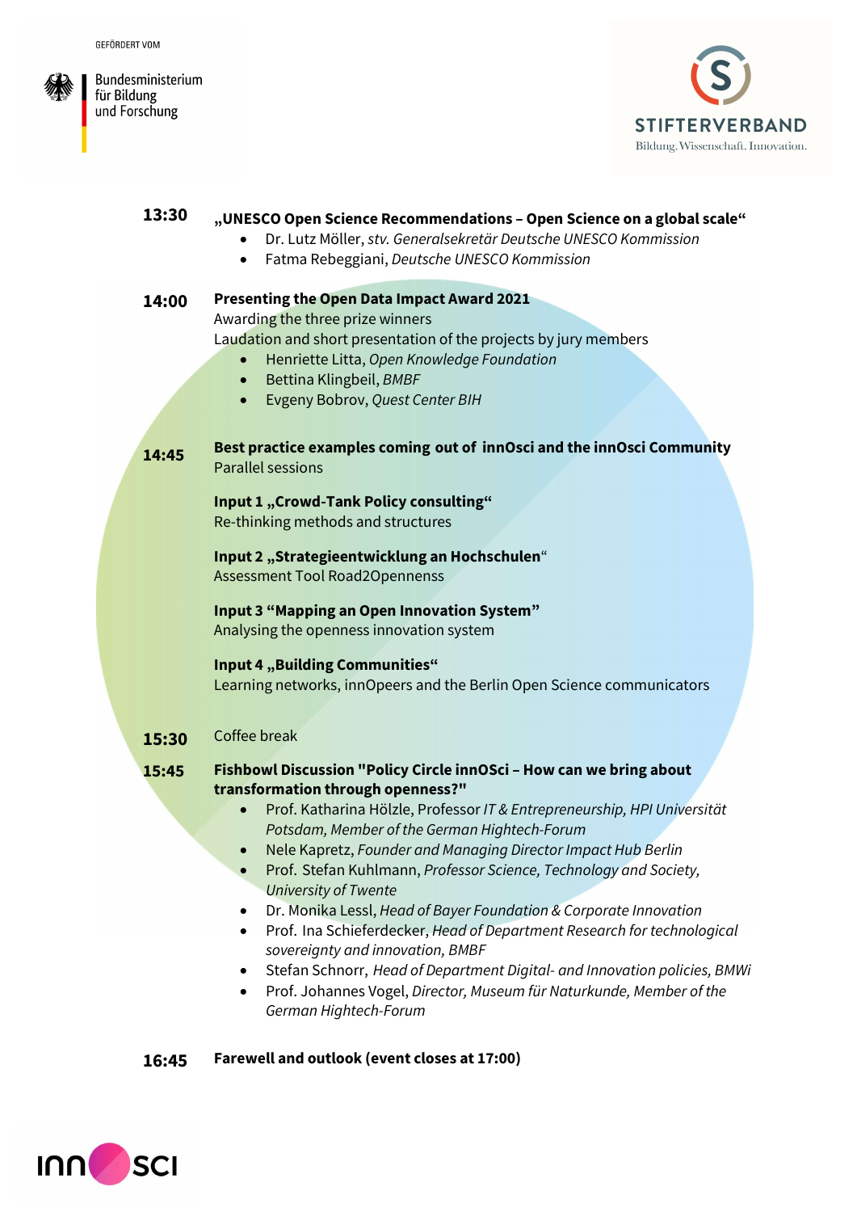GEFÖRDERT VOM

Bundesministerium für Bildung und Forschung

STIFTERVERBAND
Bildung. Wissenschaft. Innovation.

**13:30** **„UNESCO Open Science Recommendations – Open Science on a global scale“**

- Dr. Lutz Möller, *stv. Generalsekretär Deutsche UNESCO Kommission*
- Fatma Rebeggiani, *Deutsche UNESCO Kommission*

**14:00** **Presenting the Open Data Impact Award 2021**
Awarding the three prize winners
Laudation and short presentation of the projects by jury members

- Henriette Litta, *Open Knowledge Foundation*
- Bettina Klingbeil, *BMBF*
- Evgeny Bobrov, *Quest Center BIH*

**14:45** **Best practice examples coming out of innOsci and the innOsci Community**
Parallel sessions

**Input 1 „Crowd-Tank Policy consulting“**
Re-thinking methods and structures

**Input 2 „Strategieentwicklung an Hochschulen“**
Assessment Tool Road2Openness

**Input 3 “Mapping an Open Innovation System”**
Analysing the openness innovation system

**Input 4 „Building Communities“**
Learning networks, innOpeers and the Berlin Open Science communicators

**15:30** Coffee break

**15:45** **Fishbowl Discussion "Policy Circle innOSci – How can we bring about transformation through openness?"**

- Prof. Katharina Hölzle, Professor *IT & Entrepreneurship, HPI Universität Potsdam, Member of the German Hightech-Forum*
- Nele Kapretz, *Founder and Managing Director Impact Hub Berlin*
- Prof. Stefan Kuhlmann, *Professor Science, Technology and Society, University of Twente*
- Dr. Monika Lessl, *Head of Bayer Foundation & Corporate Innovation*
- Prof. Ina Schieferdecker, *Head of Department Research for technological sovereignty and innovation, BMBF*
- Stefan Schnorr, *Head of Department Digital- and Innovation policies, BMWi*
- Prof. Johannes Vogel, *Director, Museum für Naturkunde, Member of the German Hightech-Forum*

**16:45** **Farewell and outlook (event closes at 17:00)**

INNOSCI